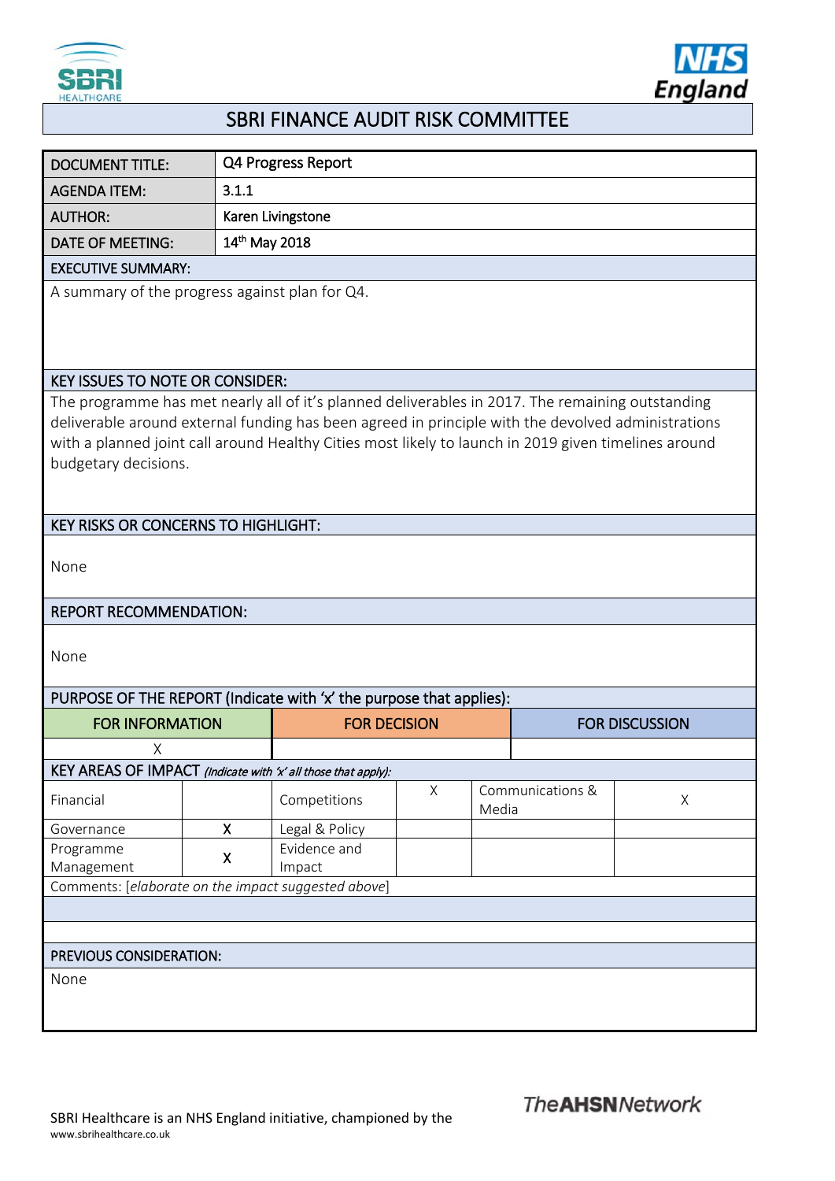# SBRI FINANCE AUDIT RISK COMMITTEE

| DOCUMENT TITLE: | Q4 Progress Report |
|---|---|
| AGENDA ITEM: | 3.1.1 |
| AUTHOR: | Karen Livingstone |
| DATE OF MEETING: | 14th May 2018 |

**EXECUTIVE SUMMARY:**

A summary of the progress against plan for Q4.

**KEY ISSUES TO NOTE OR CONSIDER:**

The programme has met nearly all of it's planned deliverables in 2017. The remaining outstanding deliverable around external funding has been agreed in principle with the devolved administrations with a planned joint call around Healthy Cities most likely to launch in 2019 given timelines around budgetary decisions.

**KEY RISKS OR CONCERNS TO HIGHLIGHT:**

None

**REPORT RECOMMENDATION:**

None

**PURPOSE OF THE REPORT (Indicate with 'x' the purpose that applies):**

| FOR INFORMATION | FOR DECISION | FOR DISCUSSION |
|---|---|---|
| X | | |

**KEY AREAS OF IMPACT** *(Indicate with 'x' all those that apply):*

| | | | | | |
|---|---|---|---|---|---|
| Financial | | Competitions | X | Communications & Media | X |
| Governance | X | Legal & Policy | | | |
| Programme Management | X | Evidence and Impact | | | |

Comments: [*elaborate on the impact suggested above*]

**PREVIOUS CONSIDERATION:**

None

SBRI Healthcare is an NHS England initiative, championed by the AHSN Network
www.sbrihealthcare.co.uk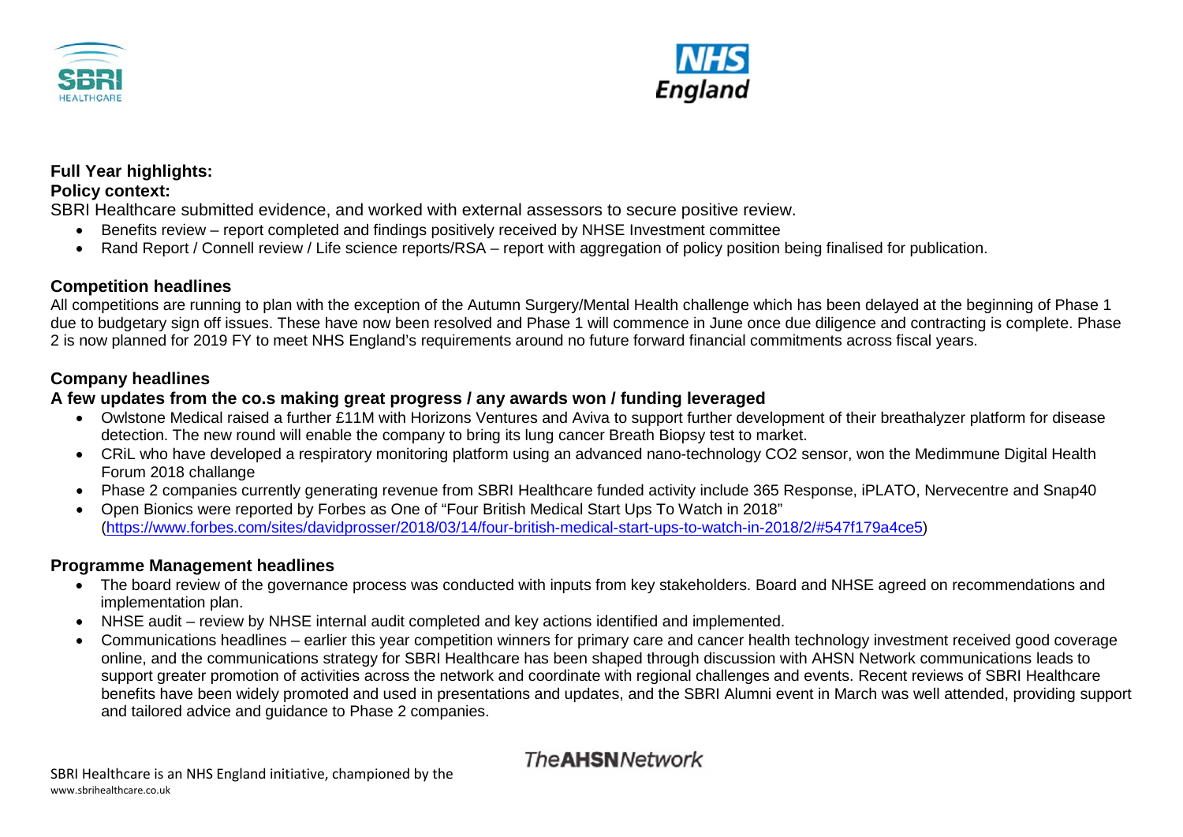**Full Year highlights:**

**Policy context:**

SBRI Healthcare submitted evidence, and worked with external assessors to secure positive review.

- Benefits review – report completed and findings positively received by NHSE Investment committee
- Rand Report / Connell review / Life science reports/RSA – report with aggregation of policy position being finalised for publication.

## Competition headlines

All competitions are running to plan with the exception of the Autumn Surgery/Mental Health challenge which has been delayed at the beginning of Phase 1 due to budgetary sign off issues. These have now been resolved and Phase 1 will commence in June once due diligence and contracting is complete. Phase 2 is now planned for 2019 FY to meet NHS England's requirements around no future forward financial commitments across fiscal years.

## Company headlines

### A few updates from the co.s making great progress / any awards won / funding leveraged

- Owlstone Medical raised a further £11M with Horizons Ventures and Aviva to support further development of their breathalyzer platform for disease detection. The new round will enable the company to bring its lung cancer Breath Biopsy test to market.
- CRiL who have developed a respiratory monitoring platform using an advanced nano-technology CO2 sensor, won the Medimmune Digital Health Forum 2018 challange
- Phase 2 companies currently generating revenue from SBRI Healthcare funded activity include 365 Response, iPLATO, Nervecentre and Snap40
- Open Bionics were reported by Forbes as One of "Four British Medical Start Ups To Watch in 2018" (https://www.forbes.com/sites/davidprosser/2018/03/14/four-british-medical-start-ups-to-watch-in-2018/2/#547f179a4ce5)

## Programme Management headlines

- The board review of the governance process was conducted with inputs from key stakeholders. Board and NHSE agreed on recommendations and implementation plan.
- NHSE audit – review by NHSE internal audit completed and key actions identified and implemented.
- Communications headlines – earlier this year competition winners for primary care and cancer health technology investment received good coverage online, and the communications strategy for SBRI Healthcare has been shaped through discussion with AHSN Network communications leads to support greater promotion of activities across the network and coordinate with regional challenges and events. Recent reviews of SBRI Healthcare benefits have been widely promoted and used in presentations and updates, and the SBRI Alumni event in March was well attended, providing support and tailored advice and guidance to Phase 2 companies.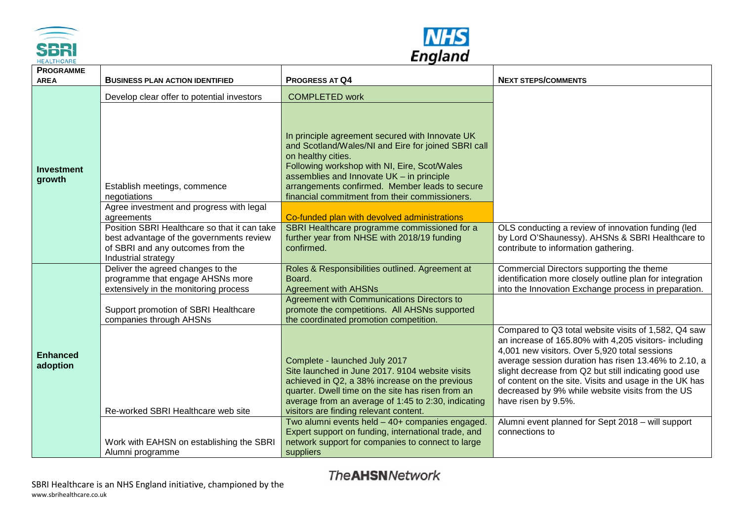| PROGRAMME AREA | BUSINESS PLAN ACTION IDENTIFIED | PROGRESS AT Q4 | NEXT STEPS/COMMENTS |
|---|---|---|---|
| Investment growth | Develop clear offer to potential investors | COMPLETED work | |
| | Establish meetings, commence negotiations | In principle agreement secured with Innovate UK and Scotland/Wales/NI and Eire for joined SBRI call on healthy cities. Following workshop with NI, Eire, Scot/Wales assemblies and Innovate UK – in principle arrangements confirmed. Member leads to secure financial commitment from their commissioners. | |
| | Agree investment and progress with legal agreements | Co-funded plan with devolved administrations | |
| | Position SBRI Healthcare so that it can take best advantage of the governments review of SBRI and any outcomes from the Industrial strategy | SBRI Healthcare programme commissioned for a further year from NHSE with 2018/19 funding confirmed. | OLS conducting a review of innovation funding (led by Lord O'Shaunessy). AHSNs & SBRI Healthcare to contribute to information gathering. |
| Enhanced adoption | Deliver the agreed changes to the programme that engage AHSNs more extensively in the monitoring process | Roles & Responsibilities outlined. Agreement at Board. Agreement with AHSNs | Commercial Directors supporting the theme identification more closely outline plan for integration into the Innovation Exchange process in preparation. |
| | Support promotion of SBRI Healthcare companies through AHSNs | Agreement with Communications Directors to promote the competitions. All AHSNs supported the coordinated promotion competition. | |
| | Re-worked SBRI Healthcare web site | Complete - launched July 2017 Site launched in June 2017. 9104 website visits achieved in Q2, a 38% increase on the previous quarter. Dwell time on the site has risen from an average from an average of 1:45 to 2:30, indicating visitors are finding relevant content. | Compared to Q3 total website visits of 1,582, Q4 saw an increase of 165.80% with 4,205 visitors- including 4,001 new visitors. Over 5,920 total sessions average session duration has risen 13.46% to 2.10, a slight decrease from Q2 but still indicating good use of content on the site. Visits and usage in the UK has decreased by 9% while website visits from the US have risen by 9.5%. |
| | Work with EAHSN on establishing the SBRI Alumni programme | Two alumni events held – 40+ companies engaged. Expert support on funding, international trade, and network support for companies to connect to large suppliers | Alumni event planned for Sept 2018 – will support connections to |

SBRI Healthcare is an NHS England initiative, championed by the The AHSN Network
www.sbrihealthcare.co.uk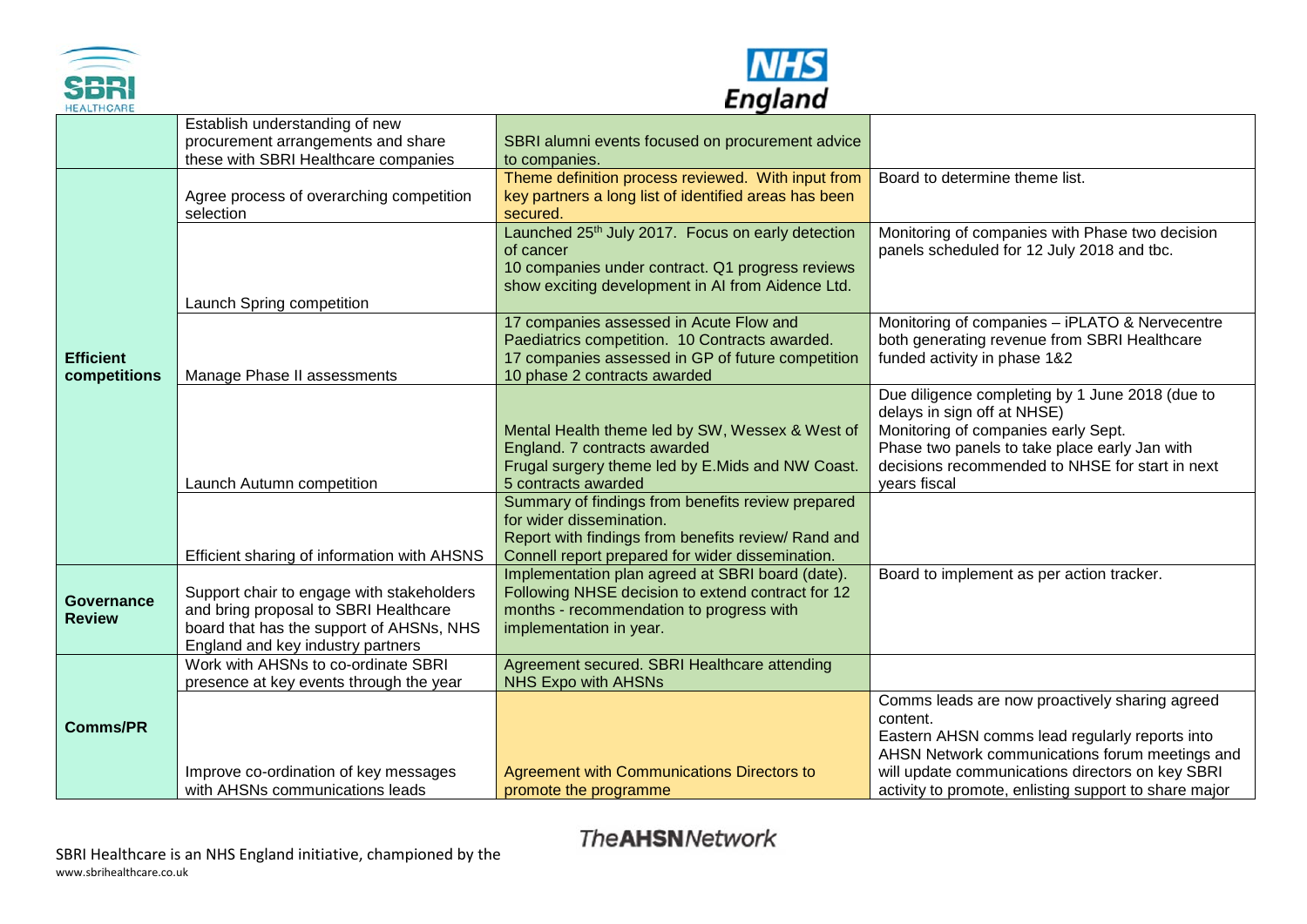| | | | |
|---|---|---|---|
| | Establish understanding of new procurement arrangements and share these with SBRI Healthcare companies | SBRI alumni events focused on procurement advice to companies. | |
| **Efficient competitions** | Agree process of overarching competition selection | Theme definition process reviewed. With input from key partners a long list of identified areas has been secured. | Board to determine theme list. |
| | Launch Spring competition | Launched 25th July 2017. Focus on early detection of cancer<br>10 companies under contract. Q1 progress reviews show exciting development in AI from Aidence Ltd. | Monitoring of companies with Phase two decision panels scheduled for 12 July 2018 and tbc. |
| | Manage Phase II assessments | 17 companies assessed in Acute Flow and Paediatrics competition. 10 Contracts awarded.<br>17 companies assessed in GP of future competition 10 phase 2 contracts awarded | Monitoring of companies – iPLATO & Nervecentre both generating revenue from SBRI Healthcare funded activity in phase 1&2 |
| | Launch Autumn competition | Mental Health theme led by SW, Wessex & West of England. 7 contracts awarded<br>Frugal surgery theme led by E.Mids and NW Coast. 5 contracts awarded | Due diligence completing by 1 June 2018 (due to delays in sign off at NHSE)<br>Monitoring of companies early Sept.<br>Phase two panels to take place early Jan with decisions recommended to NHSE for start in next years fiscal |
| | Efficient sharing of information with AHSNS | Summary of findings from benefits review prepared for wider dissemination.<br>Report with findings from benefits review/ Rand and Connell report prepared for wider dissemination. | |
| **Governance Review** | Support chair to engage with stakeholders and bring proposal to SBRI Healthcare board that has the support of AHSNs, NHS England and key industry partners | Implementation plan agreed at SBRI board (date). Following NHSE decision to extend contract for 12 months - recommendation to progress with implementation in year. | Board to implement as per action tracker. |
| **Comms/PR** | Work with AHSNs to co-ordinate SBRI presence at key events through the year | Agreement secured. SBRI Healthcare attending NHS Expo with AHSNs | |
| | Improve co-ordination of key messages with AHSNs communications leads | Agreement with Communications Directors to promote the programme | Comms leads are now proactively sharing agreed content.<br>Eastern AHSN comms lead regularly reports into AHSN Network communications forum meetings and will update communications directors on key SBRI activity to promote, enlisting support to share major |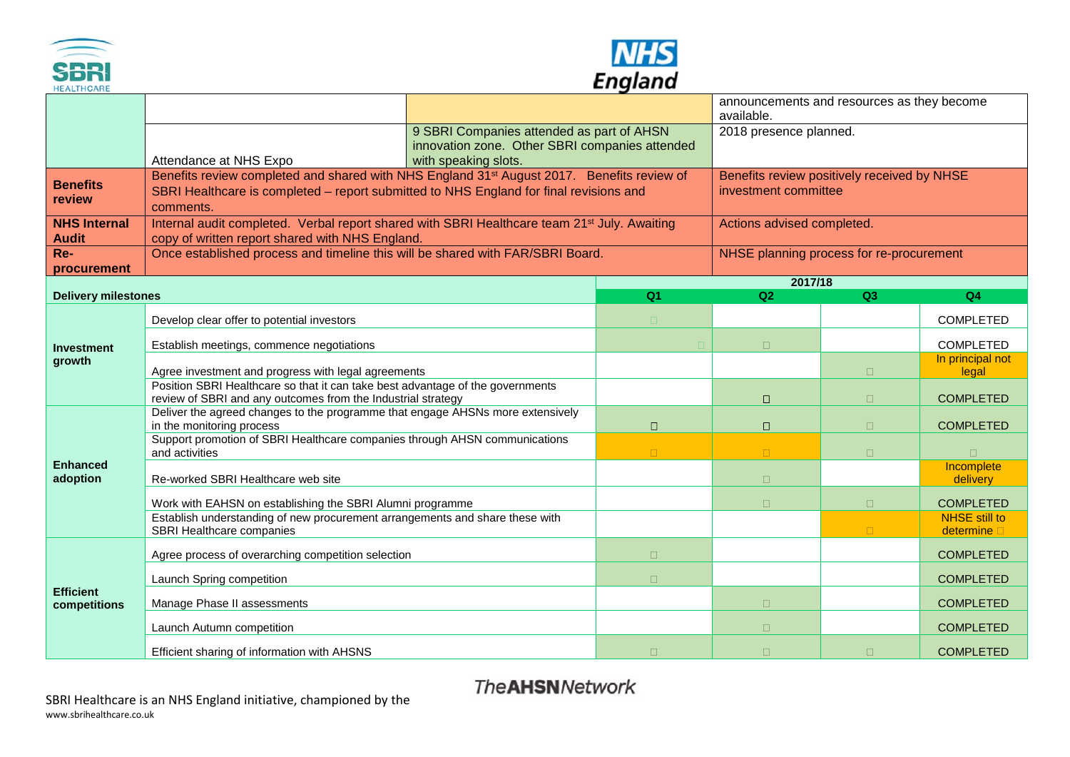| | | | |
|---|---|---|---|
| | | | announcements and resources as they become available. |
| | Attendance at NHS Expo | 9 SBRI Companies attended as part of AHSN innovation zone. Other SBRI companies attended with speaking slots. | 2018 presence planned. |
| **Benefits review** | Benefits review completed and shared with NHS England 31st August 2017. Benefits review of SBRI Healthcare is completed – report submitted to NHS England for final revisions and comments. | | Benefits review positively received by NHSE investment committee |
| **NHS Internal Audit** | Internal audit completed. Verbal report shared with SBRI Healthcare team 21st July. Awaiting copy of written report shared with NHS England. | | Actions advised completed. |
| **Re-procurement** | Once established process and timeline this will be shared with FAR/SBRI Board. | | NHSE planning process for re-procurement |

| **Delivery milestones** | | 2017/18 | | | |
|---|---|---|---|---|---|
| | | **Q1** | **Q2** | **Q3** | **Q4** |
| **Investment growth** | Develop clear offer to potential investors | □ | | | COMPLETED |
| | Establish meetings, commence negotiations | □ | □ | | COMPLETED |
| | Agree investment and progress with legal agreements | | | □ | In principal not legal |
| | Position SBRI Healthcare so that it can take best advantage of the governments review of SBRI and any outcomes from the Industrial strategy | | □ | □ | COMPLETED |
| **Enhanced adoption** | Deliver the agreed changes to the programme that engage AHSNs more extensively in the monitoring process | □ | □ | □ | COMPLETED |
| | Support promotion of SBRI Healthcare companies through AHSN communications and activities | □ | □ | □ | □ |
| | Re-worked SBRI Healthcare web site | | □ | | Incomplete delivery |
| | Work with EAHSN on establishing the SBRI Alumni programme | | □ | □ | COMPLETED |
| | Establish understanding of new procurement arrangements and share these with SBRI Healthcare companies | | | □ | NHSE still to determine □ |
| **Efficient competitions** | Agree process of overarching competition selection | □ | | | COMPLETED |
| | Launch Spring competition | □ | | | COMPLETED |
| | Manage Phase II assessments | | □ | | COMPLETED |
| | Launch Autumn competition | | □ | | COMPLETED |
| | Efficient sharing of information with AHSNS | □ | □ | □ | COMPLETED |

SBRI Healthcare is an NHS England initiative, championed by the The AHSN Network

www.sbrihealthcare.co.uk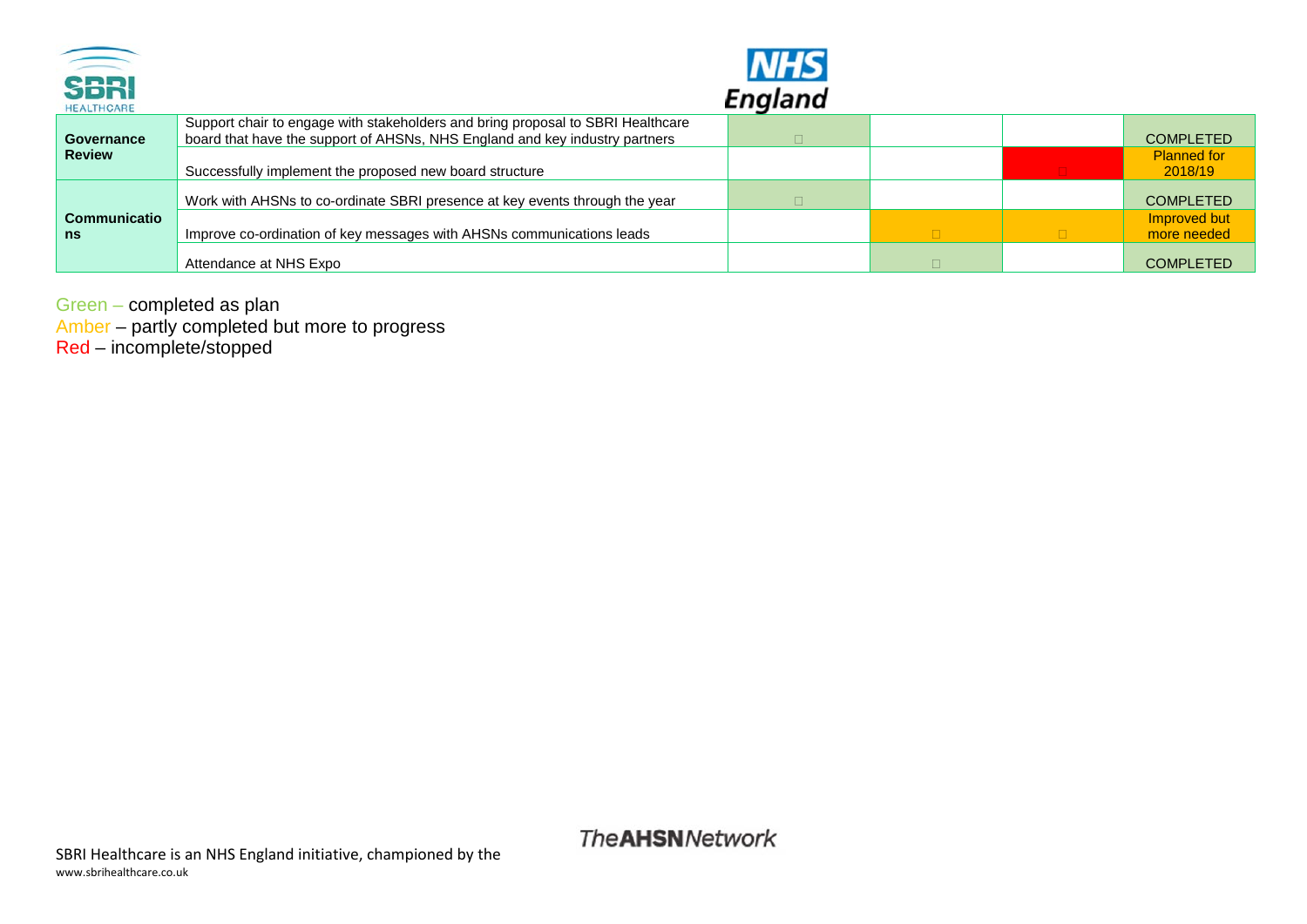| | | | | | |
|---|---|---|---|---|---|
| **Governance Review** | Support chair to engage with stakeholders and bring proposal to SBRI Healthcare board that have the support of AHSNs, NHS England and key industry partners | □ | | | COMPLETED |
| | Successfully implement the proposed new board structure | | | □ | Planned for 2018/19 |
| **Communications** | Work with AHSNs to co-ordinate SBRI presence at key events through the year | □ | | | COMPLETED |
| | Improve co-ordination of key messages with AHSNs communications leads | | □ | □ | Improved but more needed |
| | Attendance at NHS Expo | | □ | | COMPLETED |

Green – completed as plan
Amber – partly completed but more to progress
Red – incomplete/stopped

SBRI Healthcare is an NHS England initiative, championed by the The AHSN Network
www.sbrihealthcare.co.uk